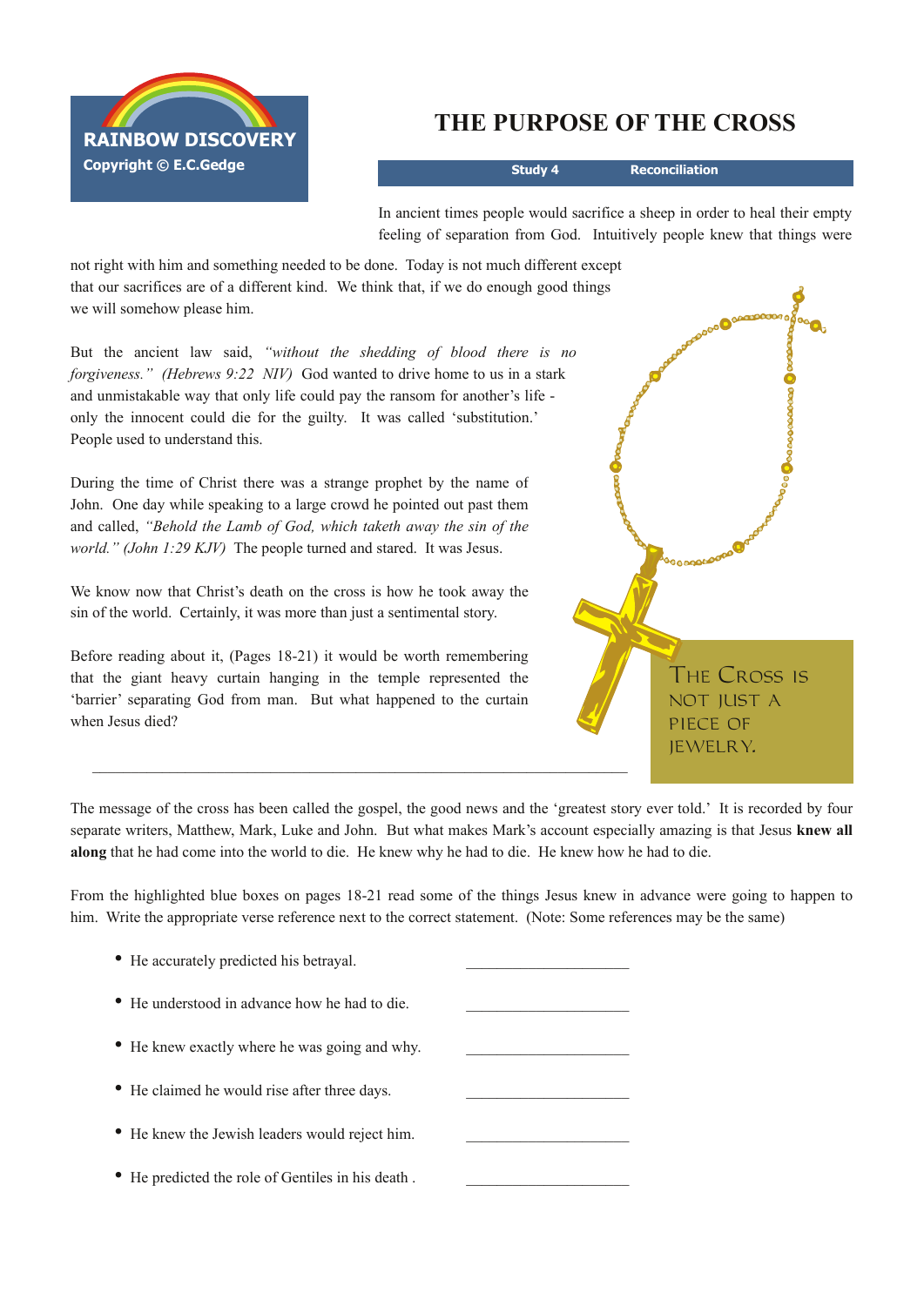RAINBOW DISCOVERY

Copyright © E.C.Gedge

# THE PURPOSE OF THE CROSS

**Study 4 Reconciliation**

In ancient times people would sacrifice a sheep in order to heal their empty feeling of separation from God. Intuitively people knew that things were not right with him and something needed to be done. Today is not much different except that our sacrifices are of a different kind. We think that, if we do enough good things we will somehow please him.

But the ancient law said, *"without the shedding of blood there is no forgiveness." (Hebrews 9:22 NIV)* God wanted to drive home to us in a stark and unmistakable way that only life could pay the ransom for another's life - only the innocent could die for the guilty. It was called 'substitution.' People used to understand this.

During the time of Christ there was a strange prophet by the name of John. One day while speaking to a large crowd he pointed out past them and called, *"Behold the Lamb of God, which taketh away the sin of the world." (John 1:29 KJV)* The people turned and stared. It was Jesus.

We know now that Christ's death on the cross is how he took away the sin of the world. Certainly, it was more than just a sentimental story.

Before reading about it, (Pages 18-21) it would be worth remembering that the giant heavy curtain hanging in the temple represented the 'barrier' separating God from man. But what happened to the curtain when Jesus died?

THE CROSS IS NOT JUST A PIECE OF JEWELRY.

______________________________________________________________

The message of the cross has been called the gospel, the good news and the 'greatest story ever told.' It is recorded by four separate writers, Matthew, Mark, Luke and John. But what makes Mark's account especially amazing is that Jesus **knew all along** that he had come into the world to die. He knew why he had to die. He knew how he had to die.

From the highlighted blue boxes on pages 18-21 read some of the things Jesus knew in advance were going to happen to him. Write the appropriate verse reference next to the correct statement. (Note: Some references may be the same)

- He accurately predicted his betrayal. ____________________
- He understood in advance how he had to die. ____________________
- He knew exactly where he was going and why. ____________________
- He claimed he would rise after three days. ____________________
- He knew the Jewish leaders would reject him. ____________________
- He predicted the role of Gentiles in his death . ____________________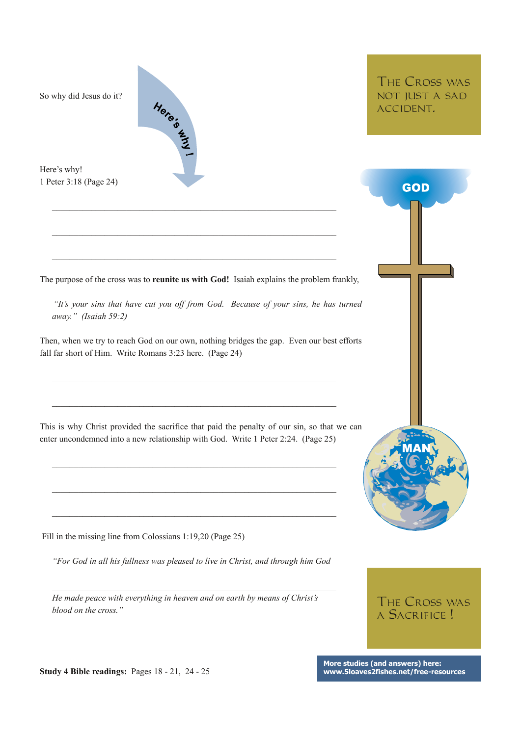So why did Jesus do it?

Here's why !

Here's why!
1 Peter 3:18 (Page 24)

______________________________________________________________________

______________________________________________________________________

______________________________________________________________________

THE CROSS WAS NOT JUST A SAD ACCIDENT.

GOD

MAN

The purpose of the cross was to **reunite us with God!** Isaiah explains the problem frankly,

> *"It's your sins that have cut you off from God. Because of your sins, he has turned away." (Isaiah 59:2)*

Then, when we try to reach God on our own, nothing bridges the gap. Even our best efforts fall far short of Him. Write Romans 3:23 here. (Page 24)

______________________________________________________________________

______________________________________________________________________

This is why Christ provided the sacrifice that paid the penalty of our sin, so that we can enter uncondemned into a new relationship with God. Write 1 Peter 2:24. (Page 25)

______________________________________________________________________

______________________________________________________________________

______________________________________________________________________

Fill in the missing line from Colossians 1:19,20 (Page 25)

> *"For God in all his fullness was pleased to live in Christ, and through him God*
>
> ______________________________________________________________________
>
> *He made peace with everything in heaven and on earth by means of Christ's blood on the cross."*

THE CROSS WAS A SACRIFICE !

**Study 4 Bible readings:** Pages 18 - 21, 24 - 25

**More studies (and answers) here: www.5loaves2fishes.net/free-resources**